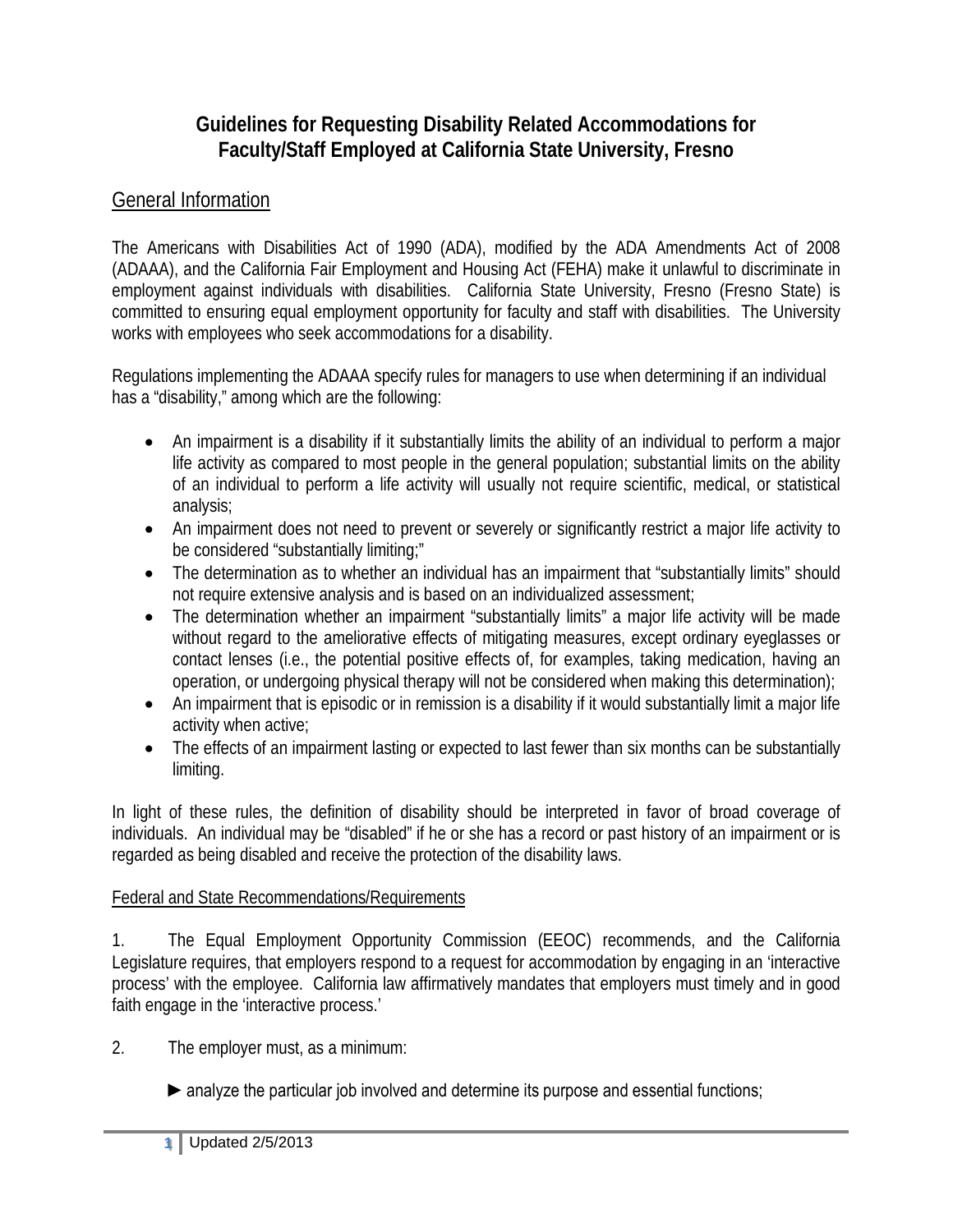# Guidelines for Requesting Disability Related Accommodations for Faculty/Staff Employed at California State University, Fresno

## General Information

The Americans with Disabilities Act of 1990 (ADA), modified by the ADA Amendments Act of 2008 (ADAAA), and the California Fair Employment and Housing Act (FEHA) make it unlawful to discriminate in employment against individuals with disabilities. California State University, Fresno (Fresno State) is committed to ensuring equal employment opportunity for faculty and staff with disabilities. The University works with employees who seek accommodations for a disability.

Regulations implementing the ADAAA specify rules for managers to use when determining if an individual has a "disability," among which are the following:

- An impairment is a disability if it substantially limits the ability of an individual to perform a major life activity as compared to most people in the general population; substantial limits on the ability of an individual to perform a life activity will usually not require scientific, medical, or statistical analysis;
- An impairment does not need to prevent or severely or significantly restrict a major life activity to be considered "substantially limiting;"
- The determination as to whether an individual has an impairment that "substantially limits" should not require extensive analysis and is based on an individualized assessment;
- The determination whether an impairment "substantially limits" a major life activity will be made without regard to the ameliorative effects of mitigating measures, except ordinary eyeglasses or contact lenses (i.e., the potential positive effects of, for examples, taking medication, having an operation, or undergoing physical therapy will not be considered when making this determination);
- An impairment that is episodic or in remission is a disability if it would substantially limit a major life activity when active;
- The effects of an impairment lasting or expected to last fewer than six months can be substantially limiting.

In light of these rules, the definition of disability should be interpreted in favor of broad coverage of individuals. An individual may be "disabled" if he or she has a record or past history of an impairment or is regarded as being disabled and receive the protection of the disability laws.

### Federal and State Recommendations/Requirements

1. The Equal Employment Opportunity Commission (EEOC) recommends, and the California Legislature requires, that employers respond to a request for accommodation by engaging in an 'interactive process' with the employee. California law affirmatively mandates that employers must timely and in good faith engage in the 'interactive process.'

2. The employer must, as a minimum:

   ► analyze the particular job involved and determine its purpose and essential functions;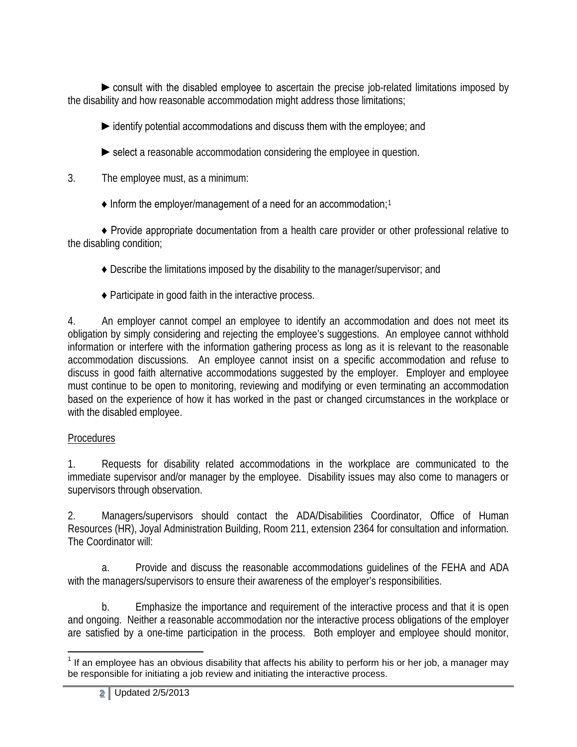► consult with the disabled employee to ascertain the precise job-related limitations imposed by the disability and how reasonable accommodation might address those limitations;

► identify potential accommodations and discuss them with the employee; and

► select a reasonable accommodation considering the employee in question.

3. The employee must, as a minimum:

♦ Inform the employer/management of a need for an accommodation;[1]

♦ Provide appropriate documentation from a health care provider or other professional relative to the disabling condition;

♦ Describe the limitations imposed by the disability to the manager/supervisor; and

♦ Participate in good faith in the interactive process.

4. An employer cannot compel an employee to identify an accommodation and does not meet its obligation by simply considering and rejecting the employee's suggestions. An employee cannot withhold information or interfere with the information gathering process as long as it is relevant to the reasonable accommodation discussions. An employee cannot insist on a specific accommodation and refuse to discuss in good faith alternative accommodations suggested by the employer. Employer and employee must continue to be open to monitoring, reviewing and modifying or even terminating an accommodation based on the experience of how it has worked in the past or changed circumstances in the workplace or with the disabled employee.

<u>Procedures</u>

1. Requests for disability related accommodations in the workplace are communicated to the immediate supervisor and/or manager by the employee. Disability issues may also come to managers or supervisors through observation.

2. Managers/supervisors should contact the ADA/Disabilities Coordinator, Office of Human Resources (HR), Joyal Administration Building, Room 211, extension 2364 for consultation and information. The Coordinator will:

a. Provide and discuss the reasonable accommodations guidelines of the FEHA and ADA with the managers/supervisors to ensure their awareness of the employer's responsibilities.

b. Emphasize the importance and requirement of the interactive process and that it is open and ongoing. Neither a reasonable accommodation nor the interactive process obligations of the employer are satisfied by a one-time participation in the process. Both employer and employee should monitor,

---

[1] If an employee has an obvious disability that affects his ability to perform his or her job, a manager may be responsible for initiating a job review and initiating the interactive process.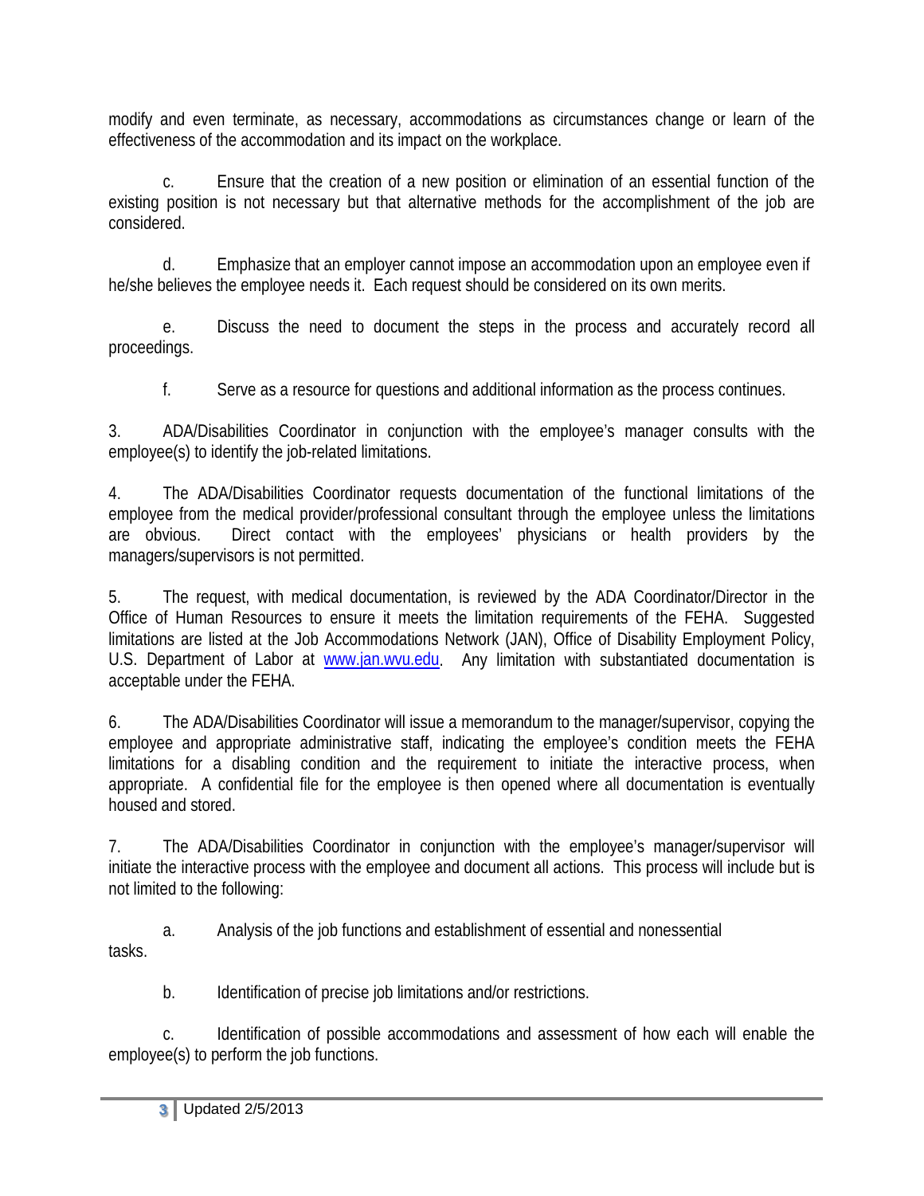modify and even terminate, as necessary, accommodations as circumstances change or learn of the effectiveness of the accommodation and its impact on the workplace.

c. Ensure that the creation of a new position or elimination of an essential function of the existing position is not necessary but that alternative methods for the accomplishment of the job are considered.

d. Emphasize that an employer cannot impose an accommodation upon an employee even if he/she believes the employee needs it. Each request should be considered on its own merits.

e. Discuss the need to document the steps in the process and accurately record all proceedings.

f. Serve as a resource for questions and additional information as the process continues.

3. ADA/Disabilities Coordinator in conjunction with the employee's manager consults with the employee(s) to identify the job-related limitations.

4. The ADA/Disabilities Coordinator requests documentation of the functional limitations of the employee from the medical provider/professional consultant through the employee unless the limitations are obvious. Direct contact with the employees' physicians or health providers by the managers/supervisors is not permitted.

5. The request, with medical documentation, is reviewed by the ADA Coordinator/Director in the Office of Human Resources to ensure it meets the limitation requirements of the FEHA. Suggested limitations are listed at the Job Accommodations Network (JAN), Office of Disability Employment Policy, U.S. Department of Labor at [www.jan.wvu.edu](http://www.jan.wvu.edu). Any limitation with substantiated documentation is acceptable under the FEHA.

6. The ADA/Disabilities Coordinator will issue a memorandum to the manager/supervisor, copying the employee and appropriate administrative staff, indicating the employee's condition meets the FEHA limitations for a disabling condition and the requirement to initiate the interactive process, when appropriate. A confidential file for the employee is then opened where all documentation is eventually housed and stored.

7. The ADA/Disabilities Coordinator in conjunction with the employee's manager/supervisor will initiate the interactive process with the employee and document all actions. This process will include but is not limited to the following:

a. Analysis of the job functions and establishment of essential and nonessential tasks.

b. Identification of precise job limitations and/or restrictions.

c. Identification of possible accommodations and assessment of how each will enable the employee(s) to perform the job functions.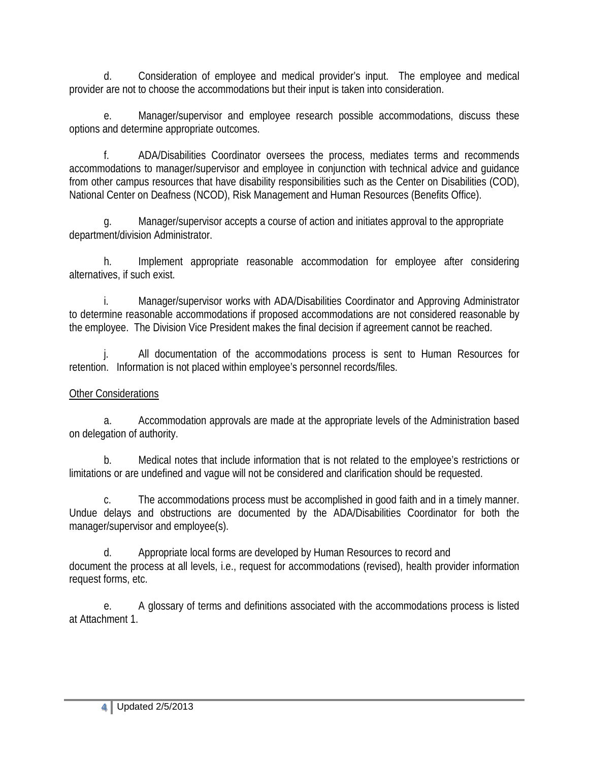d. Consideration of employee and medical provider's input. The employee and medical provider are not to choose the accommodations but their input is taken into consideration.

e. Manager/supervisor and employee research possible accommodations, discuss these options and determine appropriate outcomes.

f. ADA/Disabilities Coordinator oversees the process, mediates terms and recommends accommodations to manager/supervisor and employee in conjunction with technical advice and guidance from other campus resources that have disability responsibilities such as the Center on Disabilities (COD), National Center on Deafness (NCOD), Risk Management and Human Resources (Benefits Office).

g. Manager/supervisor accepts a course of action and initiates approval to the appropriate department/division Administrator.

h. Implement appropriate reasonable accommodation for employee after considering alternatives, if such exist.

i. Manager/supervisor works with ADA/Disabilities Coordinator and Approving Administrator to determine reasonable accommodations if proposed accommodations are not considered reasonable by the employee. The Division Vice President makes the final decision if agreement cannot be reached.

j. All documentation of the accommodations process is sent to Human Resources for retention. Information is not placed within employee's personnel records/files.

<u>Other Considerations</u>

a. Accommodation approvals are made at the appropriate levels of the Administration based on delegation of authority.

b. Medical notes that include information that is not related to the employee's restrictions or limitations or are undefined and vague will not be considered and clarification should be requested.

c. The accommodations process must be accomplished in good faith and in a timely manner. Undue delays and obstructions are documented by the ADA/Disabilities Coordinator for both the manager/supervisor and employee(s).

d. Appropriate local forms are developed by Human Resources to record and document the process at all levels, i.e., request for accommodations (revised), health provider information request forms, etc.

e. A glossary of terms and definitions associated with the accommodations process is listed at Attachment 1.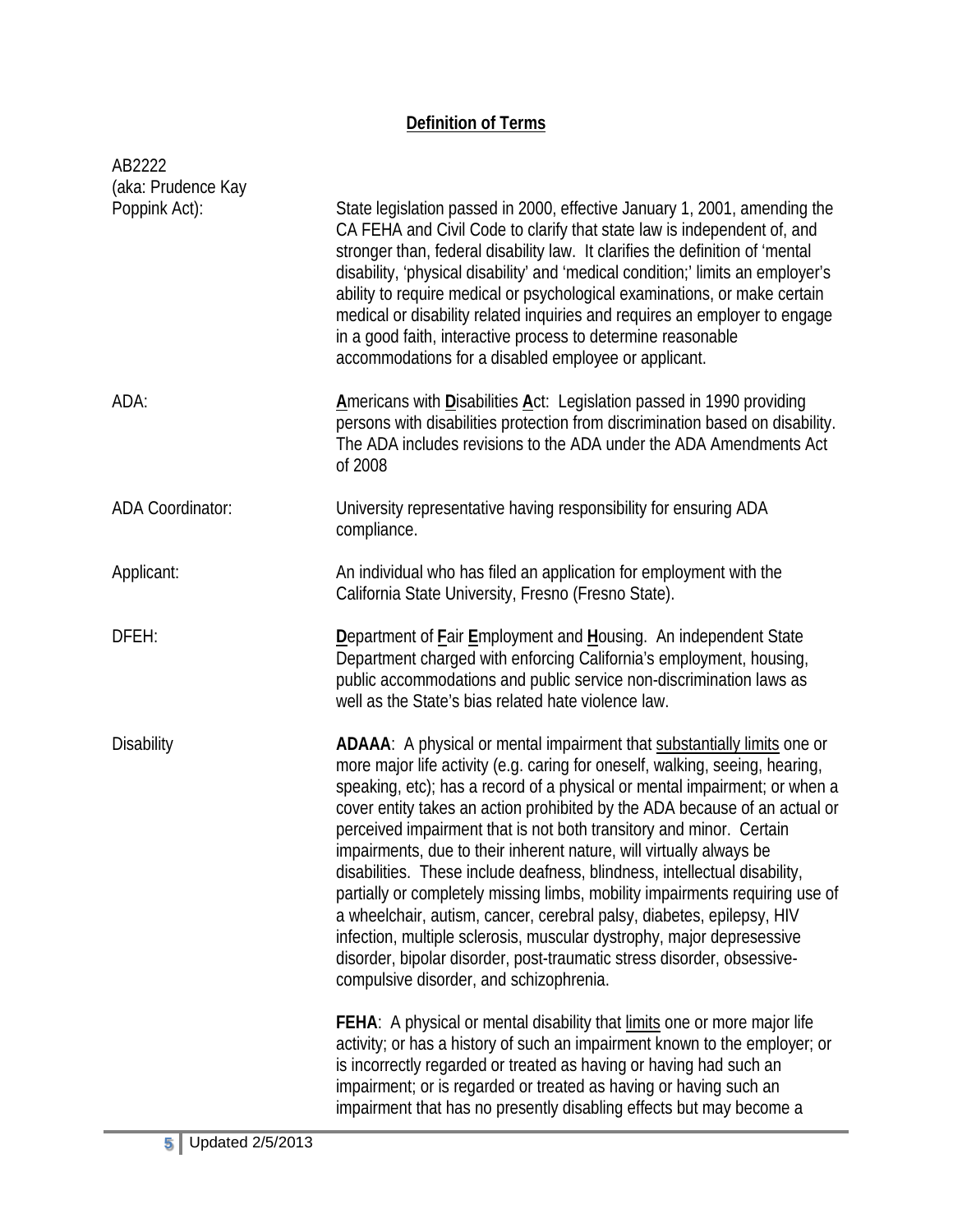## **Definition of Terms**

| | |
|---|---|
| AB2222 (aka: Prudence Kay Poppink Act): | State legislation passed in 2000, effective January 1, 2001, amending the CA FEHA and Civil Code to clarify that state law is independent of, and stronger than, federal disability law. It clarifies the definition of 'mental disability, 'physical disability' and 'medical condition;' limits an employer's ability to require medical or psychological examinations, or make certain medical or disability related inquiries and requires an employer to engage in a good faith, interactive process to determine reasonable accommodations for a disabled employee or applicant. |
| ADA: | **A**mericans with **D**isabilities **A**ct: Legislation passed in 1990 providing persons with disabilities protection from discrimination based on disability. The ADA includes revisions to the ADA under the ADA Amendments Act of 2008 |
| ADA Coordinator: | University representative having responsibility for ensuring ADA compliance. |
| Applicant: | An individual who has filed an application for employment with the California State University, Fresno (Fresno State). |
| DFEH: | **D**epartment of **F**air **E**mployment and **H**ousing. An independent State Department charged with enforcing California's employment, housing, public accommodations and public service non-discrimination laws as well as the State's bias related hate violence law. |
| Disability | **ADAAA**: A physical or mental impairment that substantially limits one or more major life activity (e.g. caring for oneself, walking, seeing, hearing, speaking, etc); has a record of a physical or mental impairment; or when a cover entity takes an action prohibited by the ADA because of an actual or perceived impairment that is not both transitory and minor. Certain impairments, due to their inherent nature, will virtually always be disabilities. These include deafness, blindness, intellectual disability, partially or completely missing limbs, mobility impairments requiring use of a wheelchair, autism, cancer, cerebral palsy, diabetes, epilepsy, HIV infection, multiple sclerosis, muscular dystrophy, major depresessive disorder, bipolar disorder, post-traumatic stress disorder, obsessive-compulsive disorder, and schizophrenia.<br><br>**FEHA**: A physical or mental disability that limits one or more major life activity; or has a history of such an impairment known to the employer; or is incorrectly regarded or treated as having or having had such an impairment; or is regarded or treated as having or having such an impairment that has no presently disabling effects but may become a |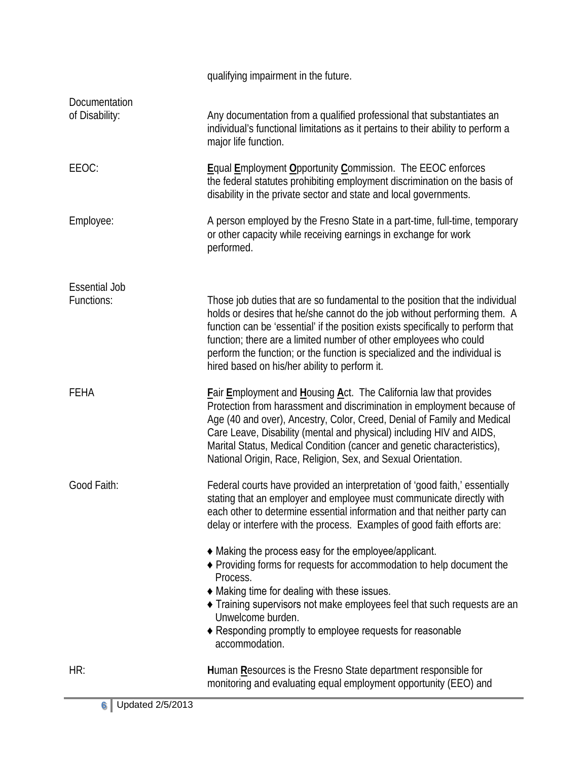qualifying impairment in the future.

**Documentation of Disability:** Any documentation from a qualified professional that substantiates an individual's functional limitations as it pertains to their ability to perform a major life function.

**EEOC:** **E**qual **E**mployment **O**pportunity **C**ommission. The EEOC enforces the federal statutes prohibiting employment discrimination on the basis of disability in the private sector and state and local governments.

**Employee:** A person employed by the Fresno State in a part-time, full-time, temporary or other capacity while receiving earnings in exchange for work performed.

**Essential Job Functions:** Those job duties that are so fundamental to the position that the individual holds or desires that he/she cannot do the job without performing them. A function can be 'essential' if the position exists specifically to perform that function; there are a limited number of other employees who could perform the function; or the function is specialized and the individual is hired based on his/her ability to perform it.

**FEHA** **F**air **E**mployment and **H**ousing **A**ct. The California law that provides Protection from harassment and discrimination in employment because of Age (40 and over), Ancestry, Color, Creed, Denial of Family and Medical Care Leave, Disability (mental and physical) including HIV and AIDS, Marital Status, Medical Condition (cancer and genetic characteristics), National Origin, Race, Religion, Sex, and Sexual Orientation.

**Good Faith:** Federal courts have provided an interpretation of 'good faith,' essentially stating that an employer and employee must communicate directly with each other to determine essential information and that neither party can delay or interfere with the process. Examples of good faith efforts are:

- Making the process easy for the employee/applicant.
- Providing forms for requests for accommodation to help document the Process.
- Making time for dealing with these issues.
- Training supervisors not make employees feel that such requests are an Unwelcome burden.
- Responding promptly to employee requests for reasonable accommodation.

**HR:** **H**uman **R**esources is the Fresno State department responsible for monitoring and evaluating equal employment opportunity (EEO) and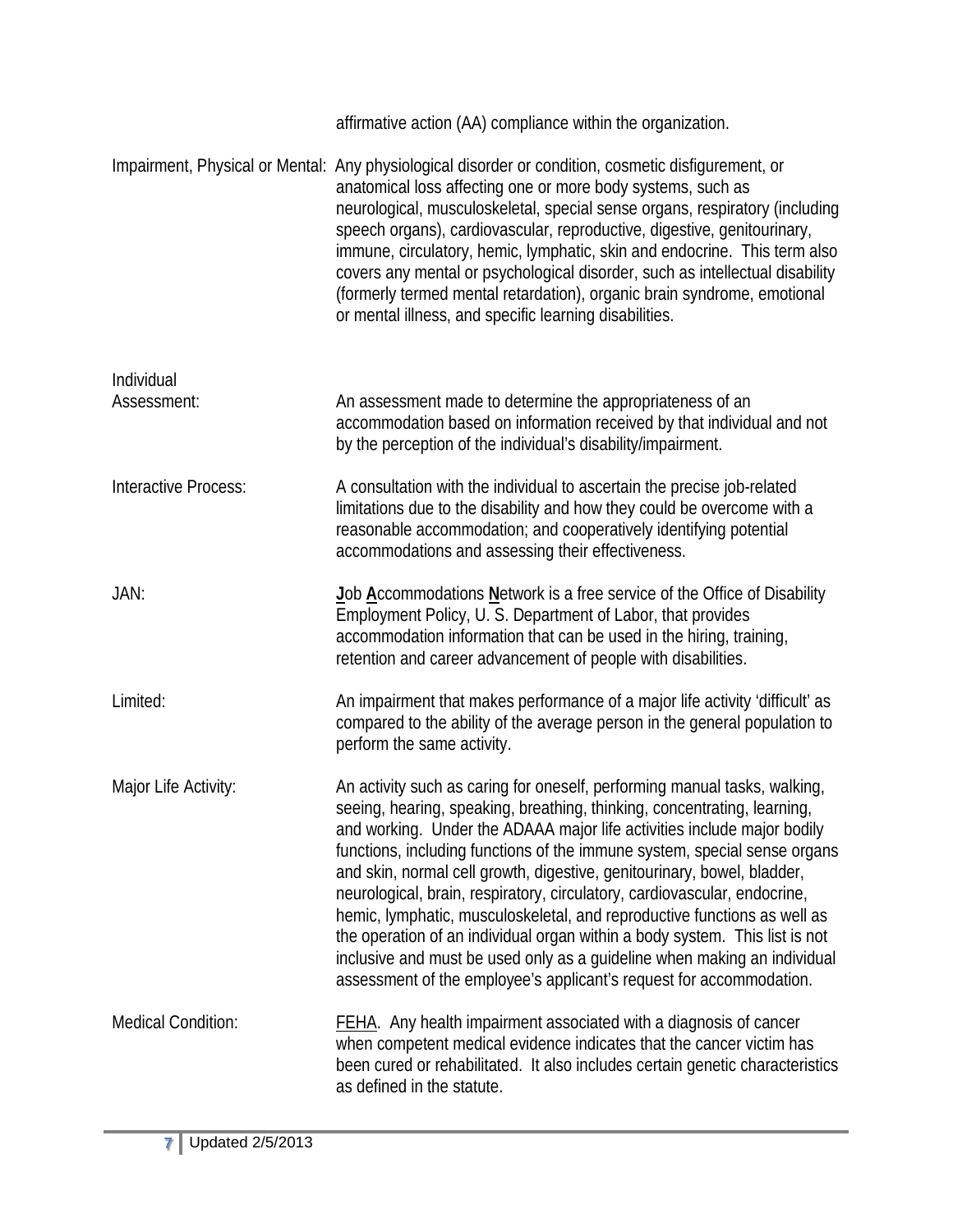affirmative action (AA) compliance within the organization.

**Impairment, Physical or Mental:** Any physiological disorder or condition, cosmetic disfigurement, or anatomical loss affecting one or more body systems, such as neurological, musculoskeletal, special sense organs, respiratory (including speech organs), cardiovascular, reproductive, digestive, genitourinary, immune, circulatory, hemic, lymphatic, skin and endocrine. This term also covers any mental or psychological disorder, such as intellectual disability (formerly termed mental retardation), organic brain syndrome, emotional or mental illness, and specific learning disabilities.

**Individual Assessment:** An assessment made to determine the appropriateness of an accommodation based on information received by that individual and not by the perception of the individual's disability/impairment.

**Interactive Process:** A consultation with the individual to ascertain the precise job-related limitations due to the disability and how they could be overcome with a reasonable accommodation; and cooperatively identifying potential accommodations and assessing their effectiveness.

**JAN:** **J**ob **A**ccommodations **N**etwork is a free service of the Office of Disability Employment Policy, U. S. Department of Labor, that provides accommodation information that can be used in the hiring, training, retention and career advancement of people with disabilities.

**Limited:** An impairment that makes performance of a major life activity 'difficult' as compared to the ability of the average person in the general population to perform the same activity.

**Major Life Activity:** An activity such as caring for oneself, performing manual tasks, walking, seeing, hearing, speaking, breathing, thinking, concentrating, learning, and working. Under the ADAAA major life activities include major bodily functions, including functions of the immune system, special sense organs and skin, normal cell growth, digestive, genitourinary, bowel, bladder, neurological, brain, respiratory, circulatory, cardiovascular, endocrine, hemic, lymphatic, musculoskeletal, and reproductive functions as well as the operation of an individual organ within a body system. This list is not inclusive and must be used only as a guideline when making an individual assessment of the employee's applicant's request for accommodation.

**Medical Condition:** FEHA. Any health impairment associated with a diagnosis of cancer when competent medical evidence indicates that the cancer victim has been cured or rehabilitated. It also includes certain genetic characteristics as defined in the statute.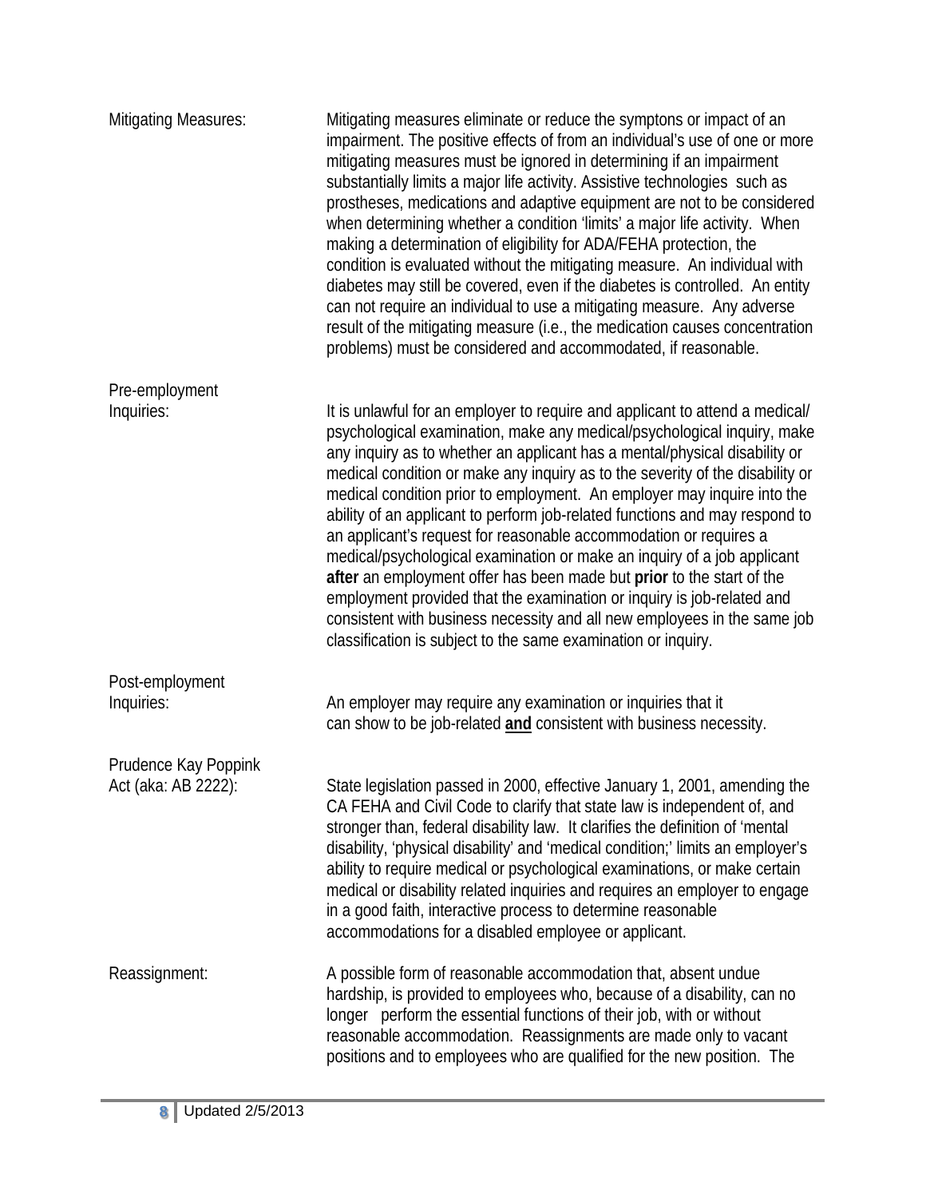**Mitigating Measures:** Mitigating measures eliminate or reduce the symptons or impact of an impairment. The positive effects of from an individual's use of one or more mitigating measures must be ignored in determining if an impairment substantially limits a major life activity. Assistive technologies such as prostheses, medications and adaptive equipment are not to be considered when determining whether a condition 'limits' a major life activity. When making a determination of eligibility for ADA/FEHA protection, the condition is evaluated without the mitigating measure. An individual with diabetes may still be covered, even if the diabetes is controlled. An entity can not require an individual to use a mitigating measure. Any adverse result of the mitigating measure (i.e., the medication causes concentration problems) must be considered and accommodated, if reasonable.

**Pre-employment Inquiries:** It is unlawful for an employer to require and applicant to attend a medical/psychological examination, make any medical/psychological inquiry, make any inquiry as to whether an applicant has a mental/physical disability or medical condition or make any inquiry as to the severity of the disability or medical condition prior to employment. An employer may inquire into the ability of an applicant to perform job-related functions and may respond to an applicant's request for reasonable accommodation or requires a medical/psychological examination or make an inquiry of a job applicant **after** an employment offer has been made but **prior** to the start of the employment provided that the examination or inquiry is job-related and consistent with business necessity and all new employees in the same job classification is subject to the same examination or inquiry.

**Post-employment Inquiries:** An employer may require any examination or inquiries that it can show to be job-related **and** consistent with business necessity.

**Prudence Kay Poppink Act (aka: AB 2222):** State legislation passed in 2000, effective January 1, 2001, amending the CA FEHA and Civil Code to clarify that state law is independent of, and stronger than, federal disability law. It clarifies the definition of 'mental disability, 'physical disability' and 'medical condition;' limits an employer's ability to require medical or psychological examinations, or make certain medical or disability related inquiries and requires an employer to engage in a good faith, interactive process to determine reasonable accommodations for a disabled employee or applicant.

**Reassignment:** A possible form of reasonable accommodation that, absent undue hardship, is provided to employees who, because of a disability, can no longer perform the essential functions of their job, with or without reasonable accommodation. Reassignments are made only to vacant positions and to employees who are qualified for the new position. The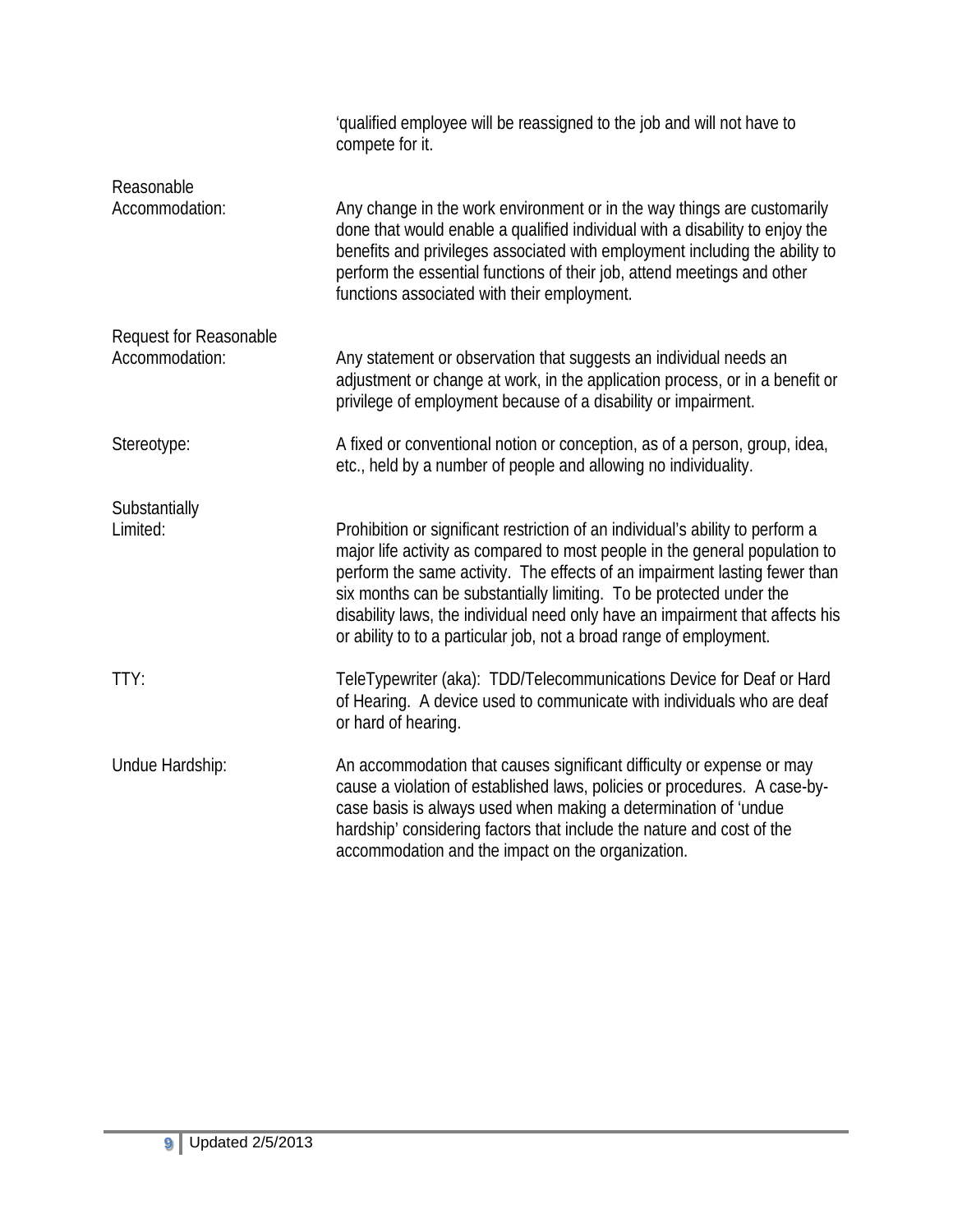‘qualified employee will be reassigned to the job and will not have to compete for it.

**Reasonable Accommodation:** Any change in the work environment or in the way things are customarily done that would enable a qualified individual with a disability to enjoy the benefits and privileges associated with employment including the ability to perform the essential functions of their job, attend meetings and other functions associated with their employment.

**Request for Reasonable Accommodation:** Any statement or observation that suggests an individual needs an adjustment or change at work, in the application process, or in a benefit or privilege of employment because of a disability or impairment.

**Stereotype:** A fixed or conventional notion or conception, as of a person, group, idea, etc., held by a number of people and allowing no individuality.

**Substantially Limited:** Prohibition or significant restriction of an individual’s ability to perform a major life activity as compared to most people in the general population to perform the same activity. The effects of an impairment lasting fewer than six months can be substantially limiting. To be protected under the disability laws, the individual need only have an impairment that affects his or ability to to a particular job, not a broad range of employment.

**TTY:** TeleTypewriter (aka): TDD/Telecommunications Device for Deaf or Hard of Hearing. A device used to communicate with individuals who are deaf or hard of hearing.

**Undue Hardship:** An accommodation that causes significant difficulty or expense or may cause a violation of established laws, policies or procedures. A case-by-case basis is always used when making a determination of ‘undue hardship’ considering factors that include the nature and cost of the accommodation and the impact on the organization.